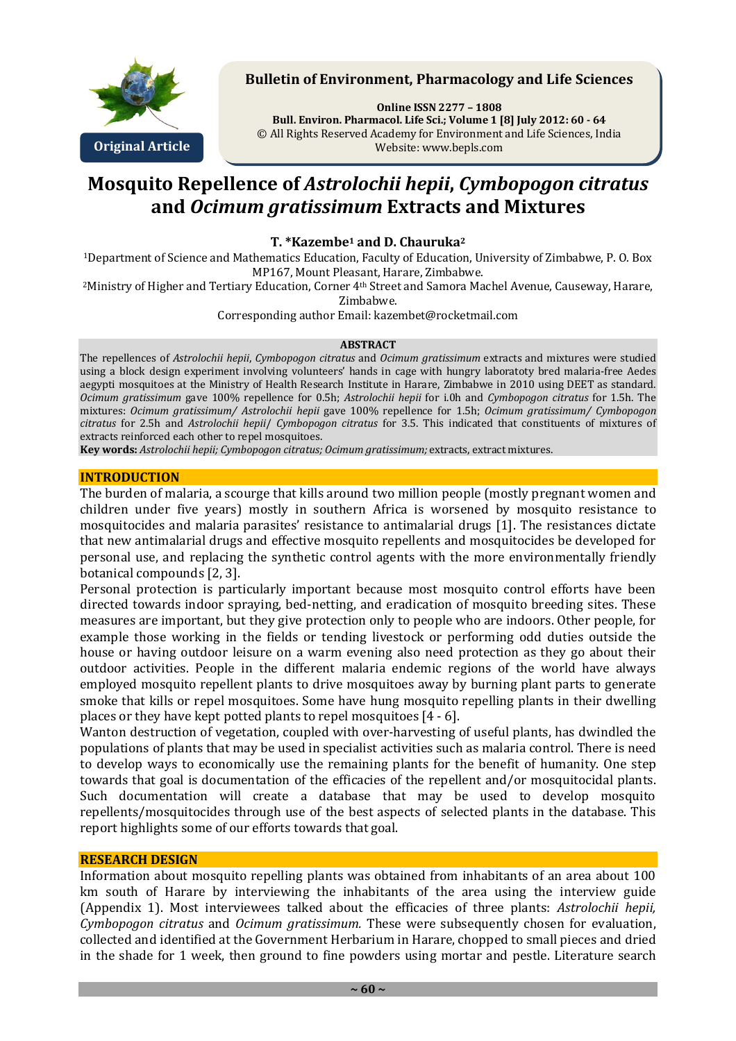# Mosquito Repellence of *Astrolochii hepii*, *Cymbopogon citratus* and *Ocimum gratissimum* Extracts and Mixtures

**T. \*Kazembe[1] and D. Chauruka[2]**

[1]Department of Science and Mathematics Education, Faculty of Education, University of Zimbabwe, P. O. Box MP167, Mount Pleasant, Harare, Zimbabwe.

[2]Ministry of Higher and Tertiary Education, Corner 4th Street and Samora Machel Avenue, Causeway, Harare, Zimbabwe.

Corresponding author Email: kazembet@rocketmail.com

## ABSTRACT

The repellences of *Astrolochii hepii*, *Cymbopogon citratus* and *Ocimum gratissimum* extracts and mixtures were studied using a block design experiment involving volunteers' hands in cage with hungry laboratoty bred malaria-free Aedes aegypti mosquitoes at the Ministry of Health Research Institute in Harare, Zimbabwe in 2010 using DEET as standard. *Ocimum gratissimum* gave 100% repellence for 0.5h; *Astrolochii hepii* for i.0h and *Cymbopogon citratus* for 1.5h. The mixtures: *Ocimum gratissimum/ Astrolochii hepii* gave 100% repellence for 1.5h; *Ocimum gratissimum/ Cymbopogon citratus* for 2.5h and *Astrolochii hepii/ Cymbopogon citratus* for 3.5. This indicated that constituents of mixtures of extracts reinforced each other to repel mosquitoes.

**Key words:** *Astrolochii hepii; Cymbopogon citratus; Ocimum gratissimum;* extracts, extract mixtures.

## INTRODUCTION

The burden of malaria, a scourge that kills around two million people (mostly pregnant women and children under five years) mostly in southern Africa is worsened by mosquito resistance to mosquitocides and malaria parasites' resistance to antimalarial drugs [1]. The resistances dictate that new antimalarial drugs and effective mosquito repellents and mosquitocides be developed for personal use, and replacing the synthetic control agents with the more environmentally friendly botanical compounds [2, 3].

Personal protection is particularly important because most mosquito control efforts have been directed towards indoor spraying, bed-netting, and eradication of mosquito breeding sites. These measures are important, but they give protection only to people who are indoors. Other people, for example those working in the fields or tending livestock or performing odd duties outside the house or having outdoor leisure on a warm evening also need protection as they go about their outdoor activities. People in the different malaria endemic regions of the world have always employed mosquito repellent plants to drive mosquitoes away by burning plant parts to generate smoke that kills or repel mosquitoes. Some have hung mosquito repelling plants in their dwelling places or they have kept potted plants to repel mosquitoes [4 - 6].

Wanton destruction of vegetation, coupled with over-harvesting of useful plants, has dwindled the populations of plants that may be used in specialist activities such as malaria control. There is need to develop ways to economically use the remaining plants for the benefit of humanity. One step towards that goal is documentation of the efficacies of the repellent and/or mosquitocidal plants. Such documentation will create a database that may be used to develop mosquito repellents/mosquitocides through use of the best aspects of selected plants in the database. This report highlights some of our efforts towards that goal.

## RESEARCH DESIGN

Information about mosquito repelling plants was obtained from inhabitants of an area about 100 km south of Harare by interviewing the inhabitants of the area using the interview guide (Appendix 1). Most interviewees talked about the efficacies of three plants: *Astrolochii hepii, Cymbopogon citratus* and *Ocimum gratissimum.* These were subsequently chosen for evaluation, collected and identified at the Government Herbarium in Harare, chopped to small pieces and dried in the shade for 1 week, then ground to fine powders using mortar and pestle. Literature search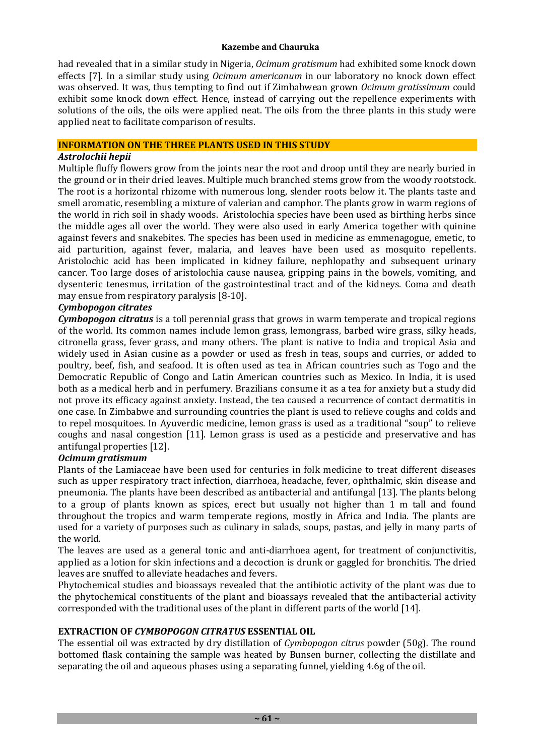had revealed that in a similar study in Nigeria, *Ocimum gratismum* had exhibited some knock down effects [7]. In a similar study using *Ocimum americanum* in our laboratory no knock down effect was observed. It was, thus tempting to find out if Zimbabwean grown *Ocimum gratissimum* could exhibit some knock down effect. Hence, instead of carrying out the repellence experiments with solutions of the oils, the oils were applied neat. The oils from the three plants in this study were applied neat to facilitate comparison of results.

## INFORMATION ON THE THREE PLANTS USED IN THIS STUDY

### *Astrolochii hepii*

Multiple fluffy flowers grow from the joints near the root and droop until they are nearly buried in the ground or in their dried leaves. Multiple much branched stems grow from the woody rootstock. The root is a horizontal rhizome with numerous long, slender roots below it. The plants taste and smell aromatic, resembling a mixture of valerian and camphor. The plants grow in warm regions of the world in rich soil in shady woods. Aristolochia species have been used as birthing herbs since the middle ages all over the world. They were also used in early America together with quinine against fevers and snakebites. The species has been used in medicine as emmenagogue, emetic, to aid parturition, against fever, malaria, and leaves have been used as mosquito repellents. Aristolochic acid has been implicated in kidney failure, nephlopathy and subsequent urinary cancer. Too large doses of aristolochia cause nausea, gripping pains in the bowels, vomiting, and dysenteric tenesmus, irritation of the gastrointestinal tract and of the kidneys. Coma and death may ensue from respiratory paralysis [8-10].

### *Cymbopogon citrates*

***Cymbopogon citratus*** is a toll perennial grass that grows in warm temperate and tropical regions of the world. Its common names include lemon grass, lemongrass, barbed wire grass, silky heads, citronella grass, fever grass, and many others. The plant is native to India and tropical Asia and widely used in Asian cusine as a powder or used as fresh in teas, soups and curries, or added to poultry, beef, fish, and seafood. It is often used as tea in African countries such as Togo and the Democratic Republic of Congo and Latin American countries such as Mexico. In India, it is used both as a medical herb and in perfumery. Brazilians consume it as a tea for anxiety but a study did not prove its efficacy against anxiety. Instead, the tea caused a recurrence of contact dermatitis in one case. In Zimbabwe and surrounding countries the plant is used to relieve coughs and colds and to repel mosquitoes. In Ayuverdic medicine, lemon grass is used as a traditional "soup" to relieve coughs and nasal congestion [11]. Lemon grass is used as a pesticide and preservative and has antifungal properties [12].

### *Ocimum gratismum*

Plants of the Lamiaceae have been used for centuries in folk medicine to treat different diseases such as upper respiratory tract infection, diarrhoea, headache, fever, ophthalmic, skin disease and pneumonia. The plants have been described as antibacterial and antifungal [13]. The plants belong to a group of plants known as spices, erect but usually not higher than 1 m tall and found throughout the tropics and warm temperate regions, mostly in Africa and India. The plants are used for a variety of purposes such as culinary in salads, soups, pastas, and jelly in many parts of the world.

The leaves are used as a general tonic and anti-diarrhoea agent, for treatment of conjunctivitis, applied as a lotion for skin infections and a decoction is drunk or gaggled for bronchitis. The dried leaves are snuffed to alleviate headaches and fevers.

Phytochemical studies and bioassays revealed that the antibiotic activity of the plant was due to the phytochemical constituents of the plant and bioassays revealed that the antibacterial activity corresponded with the traditional uses of the plant in different parts of the world [14].

## EXTRACTION OF *CYMBOPOGON CITRATUS* ESSENTIAL OIL

The essential oil was extracted by dry distillation of *Cymbopogon citrus* powder (50g). The round bottomed flask containing the sample was heated by Bunsen burner, collecting the distillate and separating the oil and aqueous phases using a separating funnel, yielding 4.6g of the oil.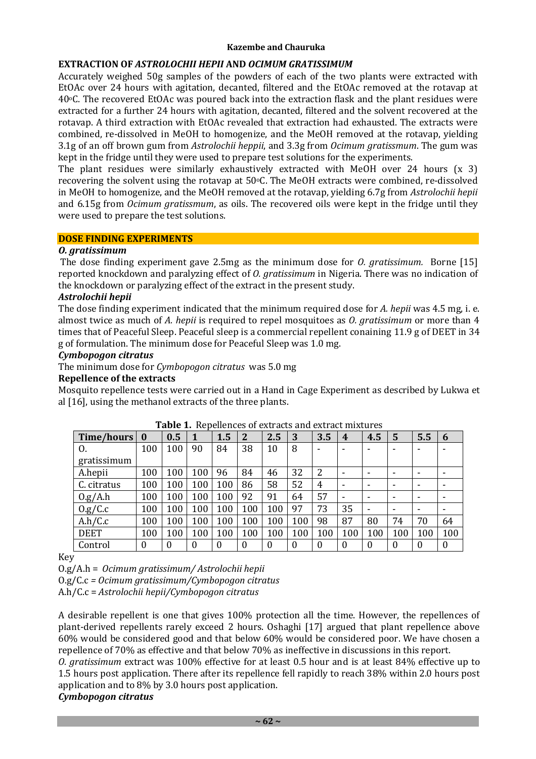## EXTRACTION OF *ASTROLOCHII HEPII* AND *OCIMUM GRATISSIMUM*

Accurately weighed 50g samples of the powders of each of the two plants were extracted with EtOAc over 24 hours with agitation, decanted, filtered and the EtOAc removed at the rotavap at 40°C. The recovered EtOAc was poured back into the extraction flask and the plant residues were extracted for a further 24 hours with agitation, decanted, filtered and the solvent recovered at the rotavap. A third extraction with EtOAc revealed that extraction had exhausted. The extracts were combined, re-dissolved in MeOH to homogenize, and the MeOH removed at the rotavap, yielding 3.1g of an off brown gum from *Astrolochii heppii*, and 3.3g from *Ocimum gratissmum*. The gum was kept in the fridge until they were used to prepare test solutions for the experiments.

The plant residues were similarly exhaustively extracted with MeOH over 24 hours (x 3) recovering the solvent using the rotavap at 50°C. The MeOH extracts were combined, re-dissolved in MeOH to homogenize, and the MeOH removed at the rotavap, yielding 6.7g from *Astrolochii hepii* and 6.15g from *Ocimum gratissmum*, as oils. The recovered oils were kept in the fridge until they were used to prepare the test solutions.

## DOSE FINDING EXPERIMENTS

### *O. gratissimum*

The dose finding experiment gave 2.5mg as the minimum dose for *O. gratissimum.* Borne [15] reported knockdown and paralyzing effect of *O. gratissimum* in Nigeria. There was no indication of the knockdown or paralyzing effect of the extract in the present study.

### *Astrolochii hepii*

The dose finding experiment indicated that the minimum required dose for *A. hepii* was 4.5 mg, i. e. almost twice as much of *A. hepii* is required to repel mosquitoes as *O. gratissimum* or more than 4 times that of Peaceful Sleep. Peaceful sleep is a commercial repellent conaining 11.9 g of DEET in 34 g of formulation. The minimum dose for Peaceful Sleep was 1.0 mg.

### *Cymbopogon citratus*

The minimum dose for *Cymbopogon citratus* was 5.0 mg

### Repellence of the extracts

Mosquito repellence tests were carried out in a Hand in Cage Experiment as described by Lukwa et al [16], using the methanol extracts of the three plants.

**Table 1.** Repellences of extracts and extract mixtures

| Time/hours | 0 | 0.5 | 1 | 1.5 | 2 | 2.5 | 3 | 3.5 | 4 | 4.5 | 5 | 5.5 | 6 |
|---|---|---|---|---|---|---|---|---|---|---|---|---|---|
| O. gratissimum | 100 | 100 | 90 | 84 | 38 | 10 | 8 | - | - | - | - | - | - |
| A.hepii | 100 | 100 | 100 | 96 | 84 | 46 | 32 | 2 | - | - | - | - | - |
| C. citratus | 100 | 100 | 100 | 100 | 86 | 58 | 52 | 4 | - | - | - | - | - |
| O.g/A.h | 100 | 100 | 100 | 100 | 92 | 91 | 64 | 57 | - | - | - | - | - |
| O.g/C.c | 100 | 100 | 100 | 100 | 100 | 100 | 97 | 73 | 35 | - | - | - | - |
| A.h/C.c | 100 | 100 | 100 | 100 | 100 | 100 | 100 | 98 | 87 | 80 | 74 | 70 | 64 |
| DEET | 100 | 100 | 100 | 100 | 100 | 100 | 100 | 100 | 100 | 100 | 100 | 100 | 100 |
| Control | 0 | 0 | 0 | 0 | 0 | 0 | 0 | 0 | 0 | 0 | 0 | 0 | 0 |

Key

O.g/A.h = *Ocimum gratissimum/ Astrolochii hepii*

O.g/C.c = *Ocimum gratissimum/Cymbopogon citratus*

A.h/C.c = *Astrolochii hepii/Cymbopogon citratus*

A desirable repellent is one that gives 100% protection all the time. However, the repellences of plant-derived repellents rarely exceed 2 hours. Oshaghi [17] argued that plant repellence above 60% would be considered good and that below 60% would be considered poor. We have chosen a repellence of 70% as effective and that below 70% as ineffective in discussions in this report.

*O. gratissimum* extract was 100% effective for at least 0.5 hour and is at least 84% effective up to 1.5 hours post application. There after its repellence fell rapidly to reach 38% within 2.0 hours post application and to 8% by 3.0 hours post application.

### *Cymbopogon citratus*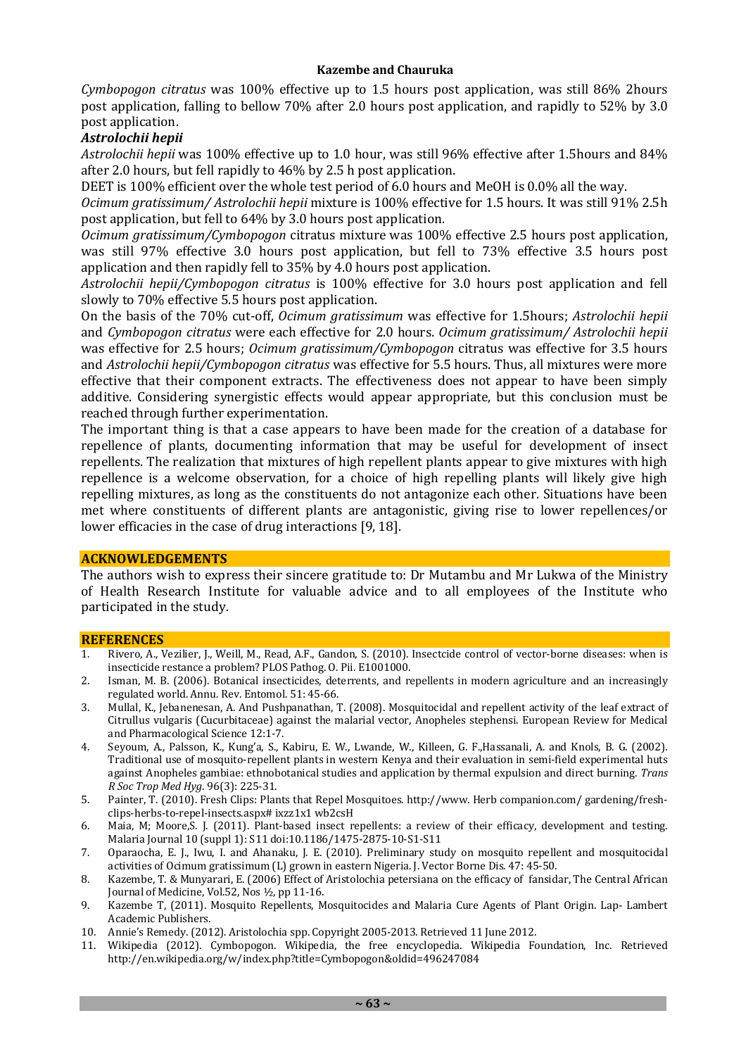*Cymbopogon citratus* was 100% effective up to 1.5 hours post application, was still 86% 2hours post application, falling to bellow 70% after 2.0 hours post application, and rapidly to 52% by 3.0 post application.

### *Astrolochii hepii*

*Astrolochii hepii* was 100% effective up to 1.0 hour, was still 96% effective after 1.5hours and 84% after 2.0 hours, but fell rapidly to 46% by 2.5 h post application.

DEET is 100% efficient over the whole test period of 6.0 hours and MeOH is 0.0% all the way.

*Ocimum gratissimum/ Astrolochii hepii* mixture is 100% effective for 1.5 hours. It was still 91% 2.5h post application, but fell to 64% by 3.0 hours post application.

*Ocimum gratissimum/Cymbopogon* citratus mixture was 100% effective 2.5 hours post application, was still 97% effective 3.0 hours post application, but fell to 73% effective 3.5 hours post application and then rapidly fell to 35% by 4.0 hours post application.

*Astrolochii hepii/Cymbopogon citratus* is 100% effective for 3.0 hours post application and fell slowly to 70% effective 5.5 hours post application.

On the basis of the 70% cut-off, *Ocimum gratissimum* was effective for 1.5hours; *Astrolochii hepii* and *Cymbopogon citratus* were each effective for 2.0 hours. *Ocimum gratissimum/ Astrolochii hepii* was effective for 2.5 hours; *Ocimum gratissimum/Cymbopogon* citratus was effective for 3.5 hours and *Astrolochii hepii/Cymbopogon citratus* was effective for 5.5 hours. Thus, all mixtures were more effective that their component extracts. The effectiveness does not appear to have been simply additive. Considering synergistic effects would appear appropriate, but this conclusion must be reached through further experimentation.

The important thing is that a case appears to have been made for the creation of a database for repellence of plants, documenting information that may be useful for development of insect repellents. The realization that mixtures of high repellent plants appear to give mixtures with high repellence is a welcome observation, for a choice of high repelling plants will likely give high repelling mixtures, as long as the constituents do not antagonize each other. Situations have been met where constituents of different plants are antagonistic, giving rise to lower repellences/or lower efficacies in the case of drug interactions [9, 18].

## ACKNOWLEDGEMENTS

The authors wish to express their sincere gratitude to: Dr Mutambu and Mr Lukwa of the Ministry of Health Research Institute for valuable advice and to all employees of the Institute who participated in the study.

## REFERENCES

1. Rivero, A., Vezilier, J., Weill, M., Read, A.F., Gandon, S. (2010). Insectcide control of vector-borne diseases: when is insecticide restance a problem? PLOS Pathog. O. Pii. E1001000.
2. Isman, M. B. (2006). Botanical insecticides, deterrents, and repellents in modern agriculture and an increasingly regulated world. Annu. Rev. Entomol. 51: 45-66.
3. Mullal, K., Jebanenesan, A. And Pushpanathan, T. (2008). Mosquitocidal and repellent activity of the leaf extract of Citrullus vulgaris (Cucurbitaceae) against the malarial vector, Anopheles stephensi. European Review for Medical and Pharmacological Science 12:1-7.
4. Seyoum, A., Palsson, K., Kung'a, S., Kabiru, E. W., Lwande, W., Killeen, G. F.,Hassanali, A. and Knols, B. G. (2002). Traditional use of mosquito-repellent plants in western Kenya and their evaluation in semi-field experimental huts against Anopheles gambiae: ethnobotanical studies and application by thermal expulsion and direct burning. *Trans R Soc Trop Med Hyg*. 96(3): 225-31.
5. Painter, T. (2010). Fresh Clips: Plants that Repel Mosquitoes. http://www. Herb companion.com/ gardening/fresh-clips-herbs-to-repel-insects.aspx# ixzz1x1 wb2csH
6. Maia, M; Moore,S. J. (2011). Plant-based insect repellents: a review of their efficacy, development and testing. Malaria Journal 10 (suppl 1): S11 doi:10.1186/1475-2875-10-S1-S11
7. Oparaocha, E. J., Iwu, I. and Ahanaku, J. E. (2010). Preliminary study on mosquito repellent and mosquitocidal activities of Ocimum gratissimum (L) grown in eastern Nigeria. J. Vector Borne Dis. 47: 45-50.
8. Kazembe, T. & Munyarari, E. (2006) Effect of Aristolochia petersiana on the efficacy of fansidar, The Central African Journal of Medicine, Vol.52, Nos ½, pp 11-16.
9. Kazembe T, (2011). Mosquito Repellents, Mosquitocides and Malaria Cure Agents of Plant Origin. Lap- Lambert Academic Publishers.
10. Annie's Remedy. (2012). Aristolochia spp. Copyright 2005-2013. Retrieved 11 June 2012.
11. Wikipedia (2012). Cymbopogon. Wikipedia, the free encyclopedia. Wikipedia Foundation, Inc. Retrieved http://en.wikipedia.org/w/index.php?title=Cymbopogon&oldid=496247084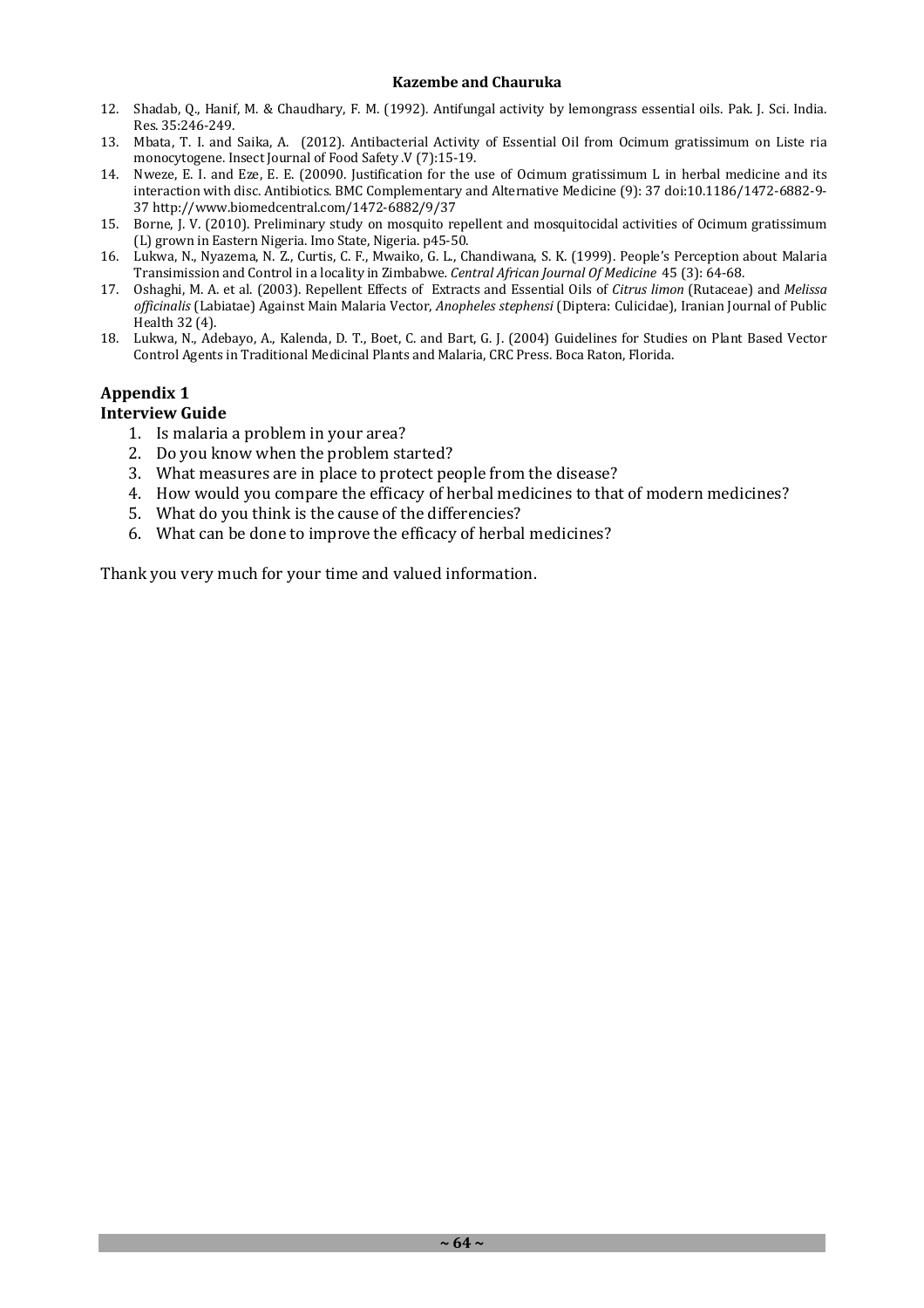12. Shadab, Q., Hanif, M. & Chaudhary, F. M. (1992). Antifungal activity by lemongrass essential oils. Pak. J. Sci. India. Res. 35:246-249.
13. Mbata, T. I. and Saika, A. (2012). Antibacterial Activity of Essential Oil from Ocimum gratissimum on Liste ria monocytogene. Insect Journal of Food Safety .V (7):15-19.
14. Nweze, E. I. and Eze, E. E. (20090. Justification for the use of Ocimum gratissimum L in herbal medicine and its interaction with disc. Antibiotics. BMC Complementary and Alternative Medicine (9): 37 doi:10.1186/1472-6882-9-37 http://www.biomedcentral.com/1472-6882/9/37
15. Borne, J. V. (2010). Preliminary study on mosquito repellent and mosquitocidal activities of Ocimum gratissimum (L) grown in Eastern Nigeria. Imo State, Nigeria. p45-50.
16. Lukwa, N., Nyazema, N. Z., Curtis, C. F., Mwaiko, G. L., Chandiwana, S. K. (1999). People's Perception about Malaria Transimission and Control in a locality in Zimbabwe. *Central African Journal Of Medicine* 45 (3): 64-68.
17. Oshaghi, M. A. et al. (2003). Repellent Effects of Extracts and Essential Oils of *Citrus limon* (Rutaceae) and *Melissa officinalis* (Labiatae) Against Main Malaria Vector, *Anopheles stephensi* (Diptera: Culicidae), Iranian Journal of Public Health 32 (4).
18. Lukwa, N., Adebayo, A., Kalenda, D. T., Boet, C. and Bart, G. J. (2004) Guidelines for Studies on Plant Based Vector Control Agents in Traditional Medicinal Plants and Malaria, CRC Press. Boca Raton, Florida.

## Appendix 1

### Interview Guide

1. Is malaria a problem in your area?
2. Do you know when the problem started?
3. What measures are in place to protect people from the disease?
4. How would you compare the efficacy of herbal medicines to that of modern medicines?
5. What do you think is the cause of the differencies?
6. What can be done to improve the efficacy of herbal medicines?

Thank you very much for your time and valued information.